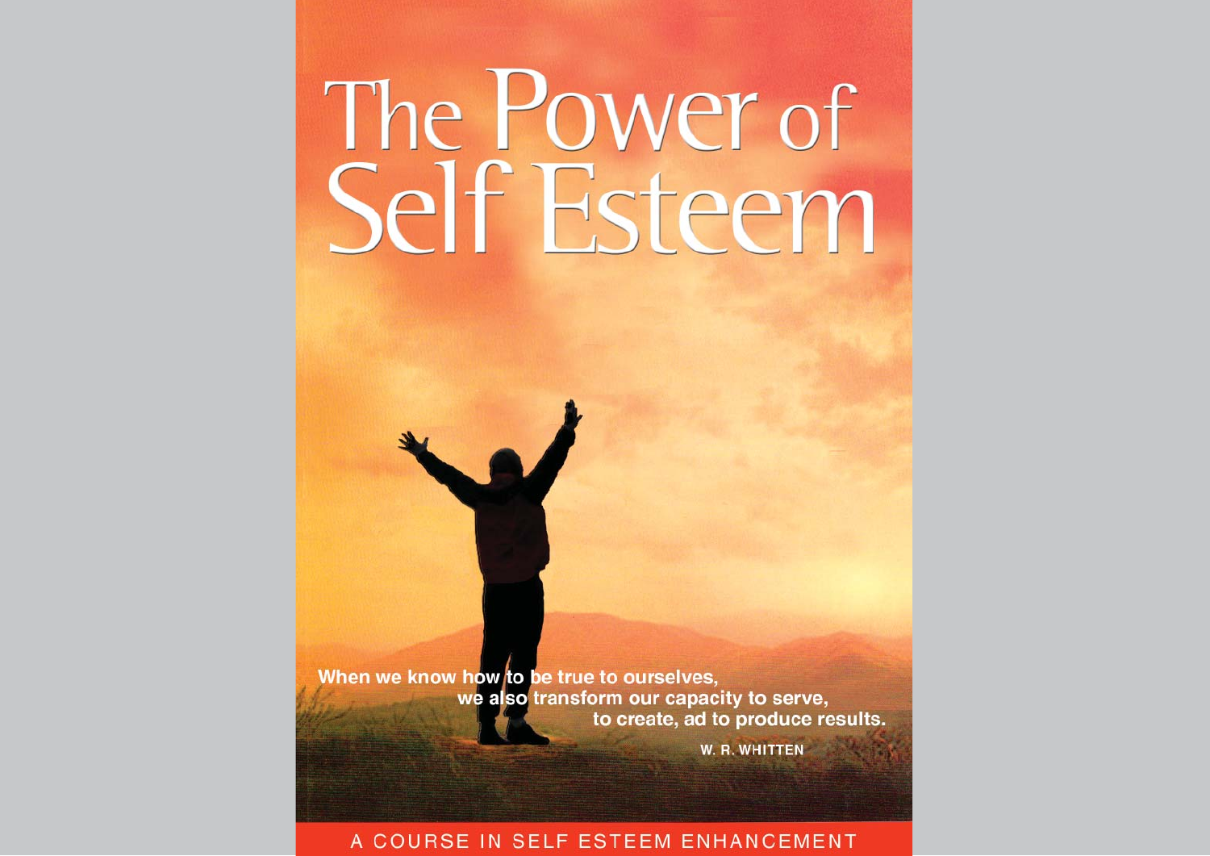# The Power of Self Esteem

When we know how to be true to ourselves,
we also transform our capacity to serve,
to create, ad to produce results.

W. R. WHITTEN

A COURSE IN SELF ESTEEM ENHANCEMENT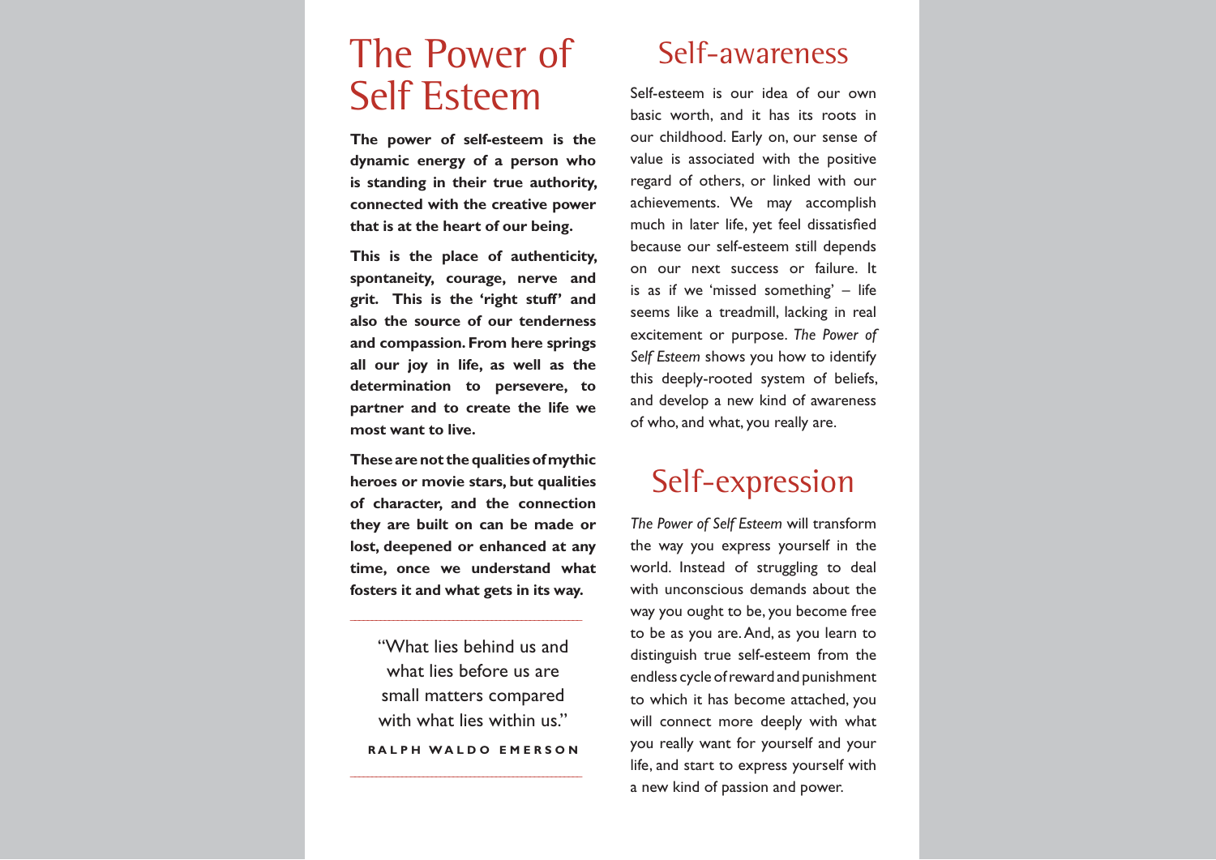# The Power of Self Esteem

**The power of self-esteem is the dynamic energy of a person who is standing in their true authority, connected with the creative power that is at the heart of our being.**

**This is the place of authenticity, spontaneity, courage, nerve and grit. This is the 'right stuff' and also the source of our tenderness and compassion. From here springs all our joy in life, as well as the determination to persevere, to partner and to create the life we most want to live.**

**These are not the qualities of mythic heroes or movie stars, but qualities of character, and the connection they are built on can be made or lost, deepened or enhanced at any time, once we understand what fosters it and what gets in its way.**

---

"What lies behind us and what lies before us are small matters compared with what lies within us."

**RALPH WALDO EMERSON**

---

## Self-awareness

Self-esteem is our idea of our own basic worth, and it has its roots in our childhood. Early on, our sense of value is associated with the positive regard of others, or linked with our achievements. We may accomplish much in later life, yet feel dissatisfied because our self-esteem still depends on our next success or failure. It is as if we 'missed something' – life seems like a treadmill, lacking in real excitement or purpose. *The Power of Self Esteem* shows you how to identify this deeply-rooted system of beliefs, and develop a new kind of awareness of who, and what, you really are.

## Self-expression

*The Power of Self Esteem* will transform the way you express yourself in the world. Instead of struggling to deal with unconscious demands about the way you ought to be, you become free to be as you are. And, as you learn to distinguish true self-esteem from the endless cycle of reward and punishment to which it has become attached, you will connect more deeply with what you really want for yourself and your life, and start to express yourself with a new kind of passion and power.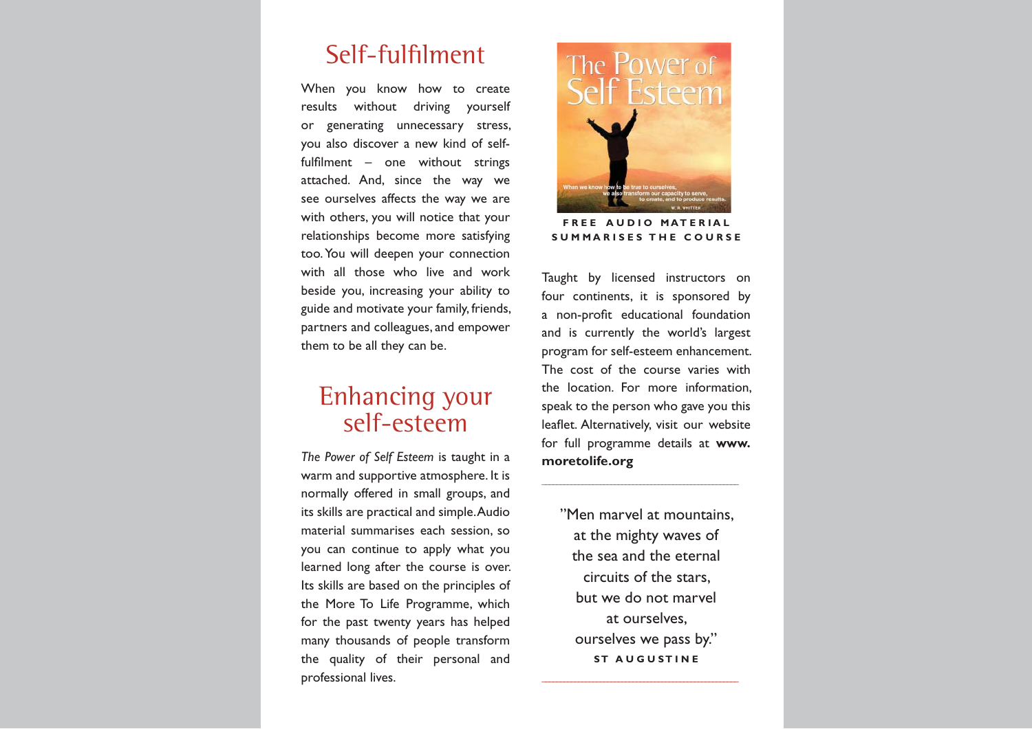# Self-fulfilment

When you know how to create results without driving yourself or generating unnecessary stress, you also discover a new kind of self-fulfilment – one without strings attached. And, since the way we see ourselves affects the way we are with others, you will notice that your relationships become more satisfying too. You will deepen your connection with all those who live and work beside you, increasing your ability to guide and motivate your family, friends, partners and colleagues, and empower them to be all they can be.

# Enhancing your self-esteem

*The Power of Self Esteem* is taught in a warm and supportive atmosphere. It is normally offered in small groups, and its skills are practical and simple. Audio material summarises each session, so you can continue to apply what you learned long after the course is over. Its skills are based on the principles of the More To Life Programme, which for the past twenty years has helped many thousands of people transform the quality of their personal and professional lives.

The Power of Self Esteem

When we know how to be true to ourselves, we also transform our capacity to serve, to create, and to produce results.

W. R. WHITTER

**FREE AUDIO MATERIAL SUMMARISES THE COURSE**

Taught by licensed instructors on four continents, it is sponsored by a non-profit educational foundation and is currently the world's largest program for self-esteem enhancement. The cost of the course varies with the location. For more information, speak to the person who gave you this leaflet. Alternatively, visit our website for full programme details at **www.moretolife.org**

---

"Men marvel at mountains,
at the mighty waves of
the sea and the eternal
circuits of the stars,
but we do not marvel
at ourselves,
ourselves we pass by."

**ST AUGUSTINE**

---